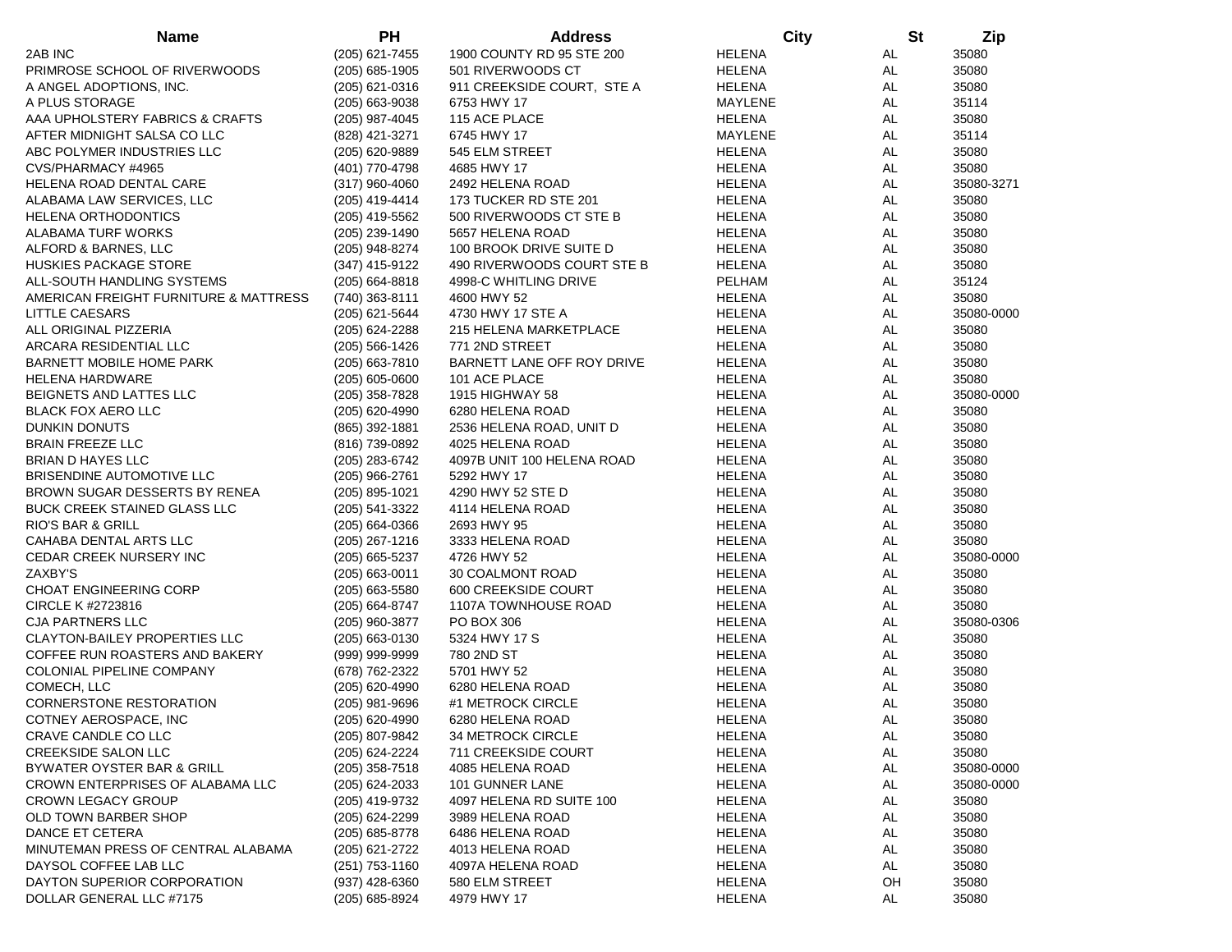| Name | PH | Address | City | St | Zip |
|---|---|---|---|---|---|
| 2AB INC | (205) 621-7455 | 1900 COUNTY RD 95 STE 200 | HELENA | AL | 35080 |
| PRIMROSE SCHOOL OF RIVERWOODS | (205) 685-1905 | 501 RIVERWOODS CT | HELENA | AL | 35080 |
| A ANGEL ADOPTIONS, INC. | (205) 621-0316 | 911 CREEKSIDE COURT, STE A | HELENA | AL | 35080 |
| A PLUS STORAGE | (205) 663-9038 | 6753 HWY 17 | MAYLENE | AL | 35114 |
| AAA UPHOLSTERY FABRICS & CRAFTS | (205) 987-4045 | 115 ACE PLACE | HELENA | AL | 35080 |
| AFTER MIDNIGHT SALSA CO LLC | (828) 421-3271 | 6745 HWY 17 | MAYLENE | AL | 35114 |
| ABC POLYMER INDUSTRIES LLC | (205) 620-9889 | 545 ELM STREET | HELENA | AL | 35080 |
| CVS/PHARMACY #4965 | (401) 770-4798 | 4685 HWY 17 | HELENA | AL | 35080 |
| HELENA ROAD DENTAL CARE | (317) 960-4060 | 2492 HELENA ROAD | HELENA | AL | 35080-3271 |
| ALABAMA LAW SERVICES, LLC | (205) 419-4414 | 173 TUCKER RD STE 201 | HELENA | AL | 35080 |
| HELENA ORTHODONTICS | (205) 419-5562 | 500 RIVERWOODS CT STE B | HELENA | AL | 35080 |
| ALABAMA TURF WORKS | (205) 239-1490 | 5657 HELENA ROAD | HELENA | AL | 35080 |
| ALFORD & BARNES, LLC | (205) 948-8274 | 100 BROOK DRIVE SUITE D | HELENA | AL | 35080 |
| HUSKIES PACKAGE STORE | (347) 415-9122 | 490 RIVERWOODS COURT STE B | HELENA | AL | 35080 |
| ALL-SOUTH HANDLING SYSTEMS | (205) 664-8818 | 4998-C WHITLING DRIVE | PELHAM | AL | 35124 |
| AMERICAN FREIGHT FURNITURE & MATTRESS | (740) 363-8111 | 4600 HWY 52 | HELENA | AL | 35080 |
| LITTLE CAESARS | (205) 621-5644 | 4730 HWY 17 STE A | HELENA | AL | 35080-0000 |
| ALL ORIGINAL PIZZERIA | (205) 624-2288 | 215 HELENA MARKETPLACE | HELENA | AL | 35080 |
| ARCARA RESIDENTIAL LLC | (205) 566-1426 | 771 2ND STREET | HELENA | AL | 35080 |
| BARNETT MOBILE HOME PARK | (205) 663-7810 | BARNETT LANE OFF ROY DRIVE | HELENA | AL | 35080 |
| HELENA HARDWARE | (205) 605-0600 | 101 ACE PLACE | HELENA | AL | 35080 |
| BEIGNETS AND LATTES LLC | (205) 358-7828 | 1915 HIGHWAY 58 | HELENA | AL | 35080-0000 |
| BLACK FOX AERO LLC | (205) 620-4990 | 6280 HELENA ROAD | HELENA | AL | 35080 |
| DUNKIN DONUTS | (865) 392-1881 | 2536 HELENA ROAD, UNIT D | HELENA | AL | 35080 |
| BRAIN FREEZE LLC | (816) 739-0892 | 4025 HELENA ROAD | HELENA | AL | 35080 |
| BRIAN D HAYES LLC | (205) 283-6742 | 4097B UNIT 100 HELENA ROAD | HELENA | AL | 35080 |
| BRISENDINE AUTOMOTIVE LLC | (205) 966-2761 | 5292 HWY 17 | HELENA | AL | 35080 |
| BROWN SUGAR DESSERTS BY RENEA | (205) 895-1021 | 4290 HWY 52 STE D | HELENA | AL | 35080 |
| BUCK CREEK STAINED GLASS LLC | (205) 541-3322 | 4114 HELENA ROAD | HELENA | AL | 35080 |
| RIO'S BAR & GRILL | (205) 664-0366 | 2693 HWY 95 | HELENA | AL | 35080 |
| CAHABA DENTAL ARTS LLC | (205) 267-1216 | 3333 HELENA ROAD | HELENA | AL | 35080 |
| CEDAR CREEK NURSERY INC | (205) 665-5237 | 4726 HWY 52 | HELENA | AL | 35080-0000 |
| ZAXBY'S | (205) 663-0011 | 30 COALMONT ROAD | HELENA | AL | 35080 |
| CHOAT ENGINEERING CORP | (205) 663-5580 | 600 CREEKSIDE COURT | HELENA | AL | 35080 |
| CIRCLE K #2723816 | (205) 664-8747 | 1107A TOWNHOUSE ROAD | HELENA | AL | 35080 |
| CJA PARTNERS LLC | (205) 960-3877 | PO BOX 306 | HELENA | AL | 35080-0306 |
| CLAYTON-BAILEY PROPERTIES LLC | (205) 663-0130 | 5324 HWY 17 S | HELENA | AL | 35080 |
| COFFEE RUN ROASTERS AND BAKERY | (999) 999-9999 | 780 2ND ST | HELENA | AL | 35080 |
| COLONIAL PIPELINE COMPANY | (678) 762-2322 | 5701 HWY 52 | HELENA | AL | 35080 |
| COMECH, LLC | (205) 620-4990 | 6280 HELENA ROAD | HELENA | AL | 35080 |
| CORNERSTONE RESTORATION | (205) 981-9696 | #1 METROCK CIRCLE | HELENA | AL | 35080 |
| COTNEY AEROSPACE, INC | (205) 620-4990 | 6280 HELENA ROAD | HELENA | AL | 35080 |
| CRAVE CANDLE CO LLC | (205) 807-9842 | 34 METROCK CIRCLE | HELENA | AL | 35080 |
| CREEKSIDE SALON LLC | (205) 624-2224 | 711 CREEKSIDE COURT | HELENA | AL | 35080 |
| BYWATER OYSTER BAR & GRILL | (205) 358-7518 | 4085 HELENA ROAD | HELENA | AL | 35080-0000 |
| CROWN ENTERPRISES OF ALABAMA LLC | (205) 624-2033 | 101 GUNNER LANE | HELENA | AL | 35080-0000 |
| CROWN LEGACY GROUP | (205) 419-9732 | 4097 HELENA RD SUITE 100 | HELENA | AL | 35080 |
| OLD TOWN BARBER SHOP | (205) 624-2299 | 3989 HELENA ROAD | HELENA | AL | 35080 |
| DANCE ET CETERA | (205) 685-8778 | 6486 HELENA ROAD | HELENA | AL | 35080 |
| MINUTEMAN PRESS OF CENTRAL ALABAMA | (205) 621-2722 | 4013 HELENA ROAD | HELENA | AL | 35080 |
| DAYSOL COFFEE LAB LLC | (251) 753-1160 | 4097A HELENA ROAD | HELENA | AL | 35080 |
| DAYTON SUPERIOR CORPORATION | (937) 428-6360 | 580 ELM STREET | HELENA | OH | 35080 |
| DOLLAR GENERAL LLC #7175 | (205) 685-8924 | 4979 HWY 17 | HELENA | AL | 35080 |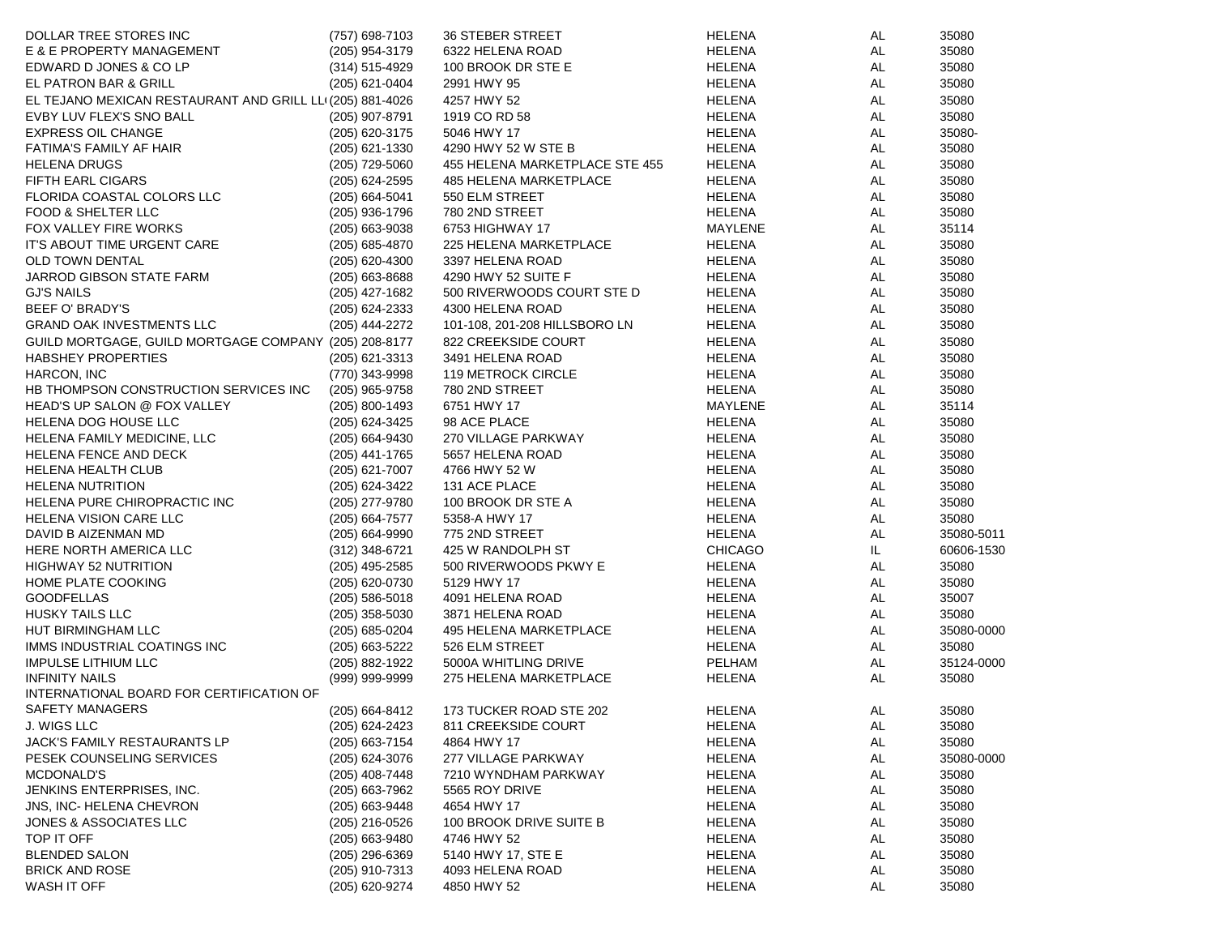| | | | | | |
|---|---|---|---|---|---|
| DOLLAR TREE STORES INC | (757) 698-7103 | 36 STEBER STREET | HELENA | AL | 35080 |
| E & E PROPERTY MANAGEMENT | (205) 954-3179 | 6322 HELENA ROAD | HELENA | AL | 35080 |
| EDWARD D JONES & CO LP | (314) 515-4929 | 100 BROOK DR STE E | HELENA | AL | 35080 |
| EL PATRON BAR & GRILL | (205) 621-0404 | 2991 HWY 95 | HELENA | AL | 35080 |
| EL TEJANO MEXICAN RESTAURANT AND GRILL LL( | (205) 881-4026 | 4257 HWY 52 | HELENA | AL | 35080 |
| EVBY LUV FLEX'S SNO BALL | (205) 907-8791 | 1919 CO RD 58 | HELENA | AL | 35080 |
| EXPRESS OIL CHANGE | (205) 620-3175 | 5046 HWY 17 | HELENA | AL | 35080- |
| FATIMA'S FAMILY AF HAIR | (205) 621-1330 | 4290 HWY 52 W STE B | HELENA | AL | 35080 |
| HELENA DRUGS | (205) 729-5060 | 455 HELENA MARKETPLACE STE 455 | HELENA | AL | 35080 |
| FIFTH EARL CIGARS | (205) 624-2595 | 485 HELENA MARKETPLACE | HELENA | AL | 35080 |
| FLORIDA COASTAL COLORS LLC | (205) 664-5041 | 550 ELM STREET | HELENA | AL | 35080 |
| FOOD & SHELTER LLC | (205) 936-1796 | 780 2ND STREET | HELENA | AL | 35080 |
| FOX VALLEY FIRE WORKS | (205) 663-9038 | 6753 HIGHWAY 17 | MAYLENE | AL | 35114 |
| IT'S ABOUT TIME URGENT CARE | (205) 685-4870 | 225 HELENA MARKETPLACE | HELENA | AL | 35080 |
| OLD TOWN DENTAL | (205) 620-4300 | 3397 HELENA ROAD | HELENA | AL | 35080 |
| JARROD GIBSON STATE FARM | (205) 663-8688 | 4290 HWY 52 SUITE F | HELENA | AL | 35080 |
| GJ'S NAILS | (205) 427-1682 | 500 RIVERWOODS COURT STE D | HELENA | AL | 35080 |
| BEEF O' BRADY'S | (205) 624-2333 | 4300 HELENA ROAD | HELENA | AL | 35080 |
| GRAND OAK INVESTMENTS LLC | (205) 444-2272 | 101-108, 201-208 HILLSBORO LN | HELENA | AL | 35080 |
| GUILD MORTGAGE, GUILD MORTGAGE COMPANY | (205) 208-8177 | 822 CREEKSIDE COURT | HELENA | AL | 35080 |
| HABSHEY PROPERTIES | (205) 621-3313 | 3491 HELENA ROAD | HELENA | AL | 35080 |
| HARCON, INC | (770) 343-9998 | 119 METROCK CIRCLE | HELENA | AL | 35080 |
| HB THOMPSON CONSTRUCTION SERVICES INC | (205) 965-9758 | 780 2ND STREET | HELENA | AL | 35080 |
| HEAD'S UP SALON @ FOX VALLEY | (205) 800-1493 | 6751 HWY 17 | MAYLENE | AL | 35114 |
| HELENA DOG HOUSE LLC | (205) 624-3425 | 98 ACE PLACE | HELENA | AL | 35080 |
| HELENA FAMILY MEDICINE, LLC | (205) 664-9430 | 270 VILLAGE PARKWAY | HELENA | AL | 35080 |
| HELENA FENCE AND DECK | (205) 441-1765 | 5657 HELENA ROAD | HELENA | AL | 35080 |
| HELENA HEALTH CLUB | (205) 621-7007 | 4766 HWY 52 W | HELENA | AL | 35080 |
| HELENA NUTRITION | (205) 624-3422 | 131 ACE PLACE | HELENA | AL | 35080 |
| HELENA PURE CHIROPRACTIC INC | (205) 277-9780 | 100 BROOK DR STE A | HELENA | AL | 35080 |
| HELENA VISION CARE LLC | (205) 664-7577 | 5358-A HWY 17 | HELENA | AL | 35080 |
| DAVID B AIZENMAN MD | (205) 664-9990 | 775 2ND STREET | HELENA | AL | 35080-5011 |
| HERE NORTH AMERICA LLC | (312) 348-6721 | 425 W RANDOLPH ST | CHICAGO | IL | 60606-1530 |
| HIGHWAY 52 NUTRITION | (205) 495-2585 | 500 RIVERWOODS PKWY E | HELENA | AL | 35080 |
| HOME PLATE COOKING | (205) 620-0730 | 5129 HWY 17 | HELENA | AL | 35080 |
| GOODFELLAS | (205) 586-5018 | 4091 HELENA ROAD | HELENA | AL | 35007 |
| HUSKY TAILS LLC | (205) 358-5030 | 3871 HELENA ROAD | HELENA | AL | 35080 |
| HUT BIRMINGHAM LLC | (205) 685-0204 | 495 HELENA MARKETPLACE | HELENA | AL | 35080-0000 |
| IMMS INDUSTRIAL COATINGS INC | (205) 663-5222 | 526 ELM STREET | HELENA | AL | 35080 |
| IMPULSE LITHIUM LLC | (205) 882-1922 | 5000A WHITLING DRIVE | PELHAM | AL | 35124-0000 |
| INFINITY NAILS | (999) 999-9999 | 275 HELENA MARKETPLACE | HELENA | AL | 35080 |
| INTERNATIONAL BOARD FOR CERTIFICATION OF SAFETY MANAGERS | (205) 664-8412 | 173 TUCKER ROAD STE 202 | HELENA | AL | 35080 |
| J. WIGS LLC | (205) 624-2423 | 811 CREEKSIDE COURT | HELENA | AL | 35080 |
| JACK'S FAMILY RESTAURANTS LP | (205) 663-7154 | 4864 HWY 17 | HELENA | AL | 35080 |
| PESEK COUNSELING SERVICES | (205) 624-3076 | 277 VILLAGE PARKWAY | HELENA | AL | 35080-0000 |
| MCDONALD'S | (205) 408-7448 | 7210 WYNDHAM PARKWAY | HELENA | AL | 35080 |
| JENKINS ENTERPRISES, INC. | (205) 663-7962 | 5565 ROY DRIVE | HELENA | AL | 35080 |
| JNS, INC- HELENA CHEVRON | (205) 663-9448 | 4654 HWY 17 | HELENA | AL | 35080 |
| JONES & ASSOCIATES LLC | (205) 216-0526 | 100 BROOK DRIVE SUITE B | HELENA | AL | 35080 |
| TOP IT OFF | (205) 663-9480 | 4746 HWY 52 | HELENA | AL | 35080 |
| BLENDED SALON | (205) 296-6369 | 5140 HWY 17, STE E | HELENA | AL | 35080 |
| BRICK AND ROSE | (205) 910-7313 | 4093 HELENA ROAD | HELENA | AL | 35080 |
| WASH IT OFF | (205) 620-9274 | 4850 HWY 52 | HELENA | AL | 35080 |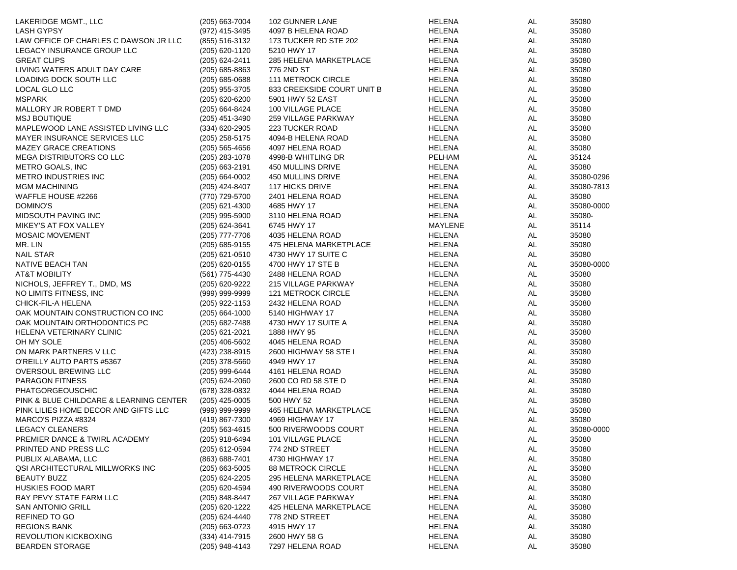| | | | | | |
|---|---|---|---|---|---|
| LAKERIDGE MGMT., LLC | (205) 663-7004 | 102 GUNNER LANE | HELENA | AL | 35080 |
| LASH GYPSY | (972) 415-3495 | 4097 B HELENA ROAD | HELENA | AL | 35080 |
| LAW OFFICE OF CHARLES C DAWSON JR LLC | (855) 516-3132 | 173 TUCKER RD STE 202 | HELENA | AL | 35080 |
| LEGACY INSURANCE GROUP LLC | (205) 620-1120 | 5210 HWY 17 | HELENA | AL | 35080 |
| GREAT CLIPS | (205) 624-2411 | 285 HELENA MARKETPLACE | HELENA | AL | 35080 |
| LIVING WATERS ADULT DAY CARE | (205) 685-8863 | 776 2ND ST | HELENA | AL | 35080 |
| LOADING DOCK SOUTH LLC | (205) 685-0688 | 111 METROCK CIRCLE | HELENA | AL | 35080 |
| LOCAL GLO LLC | (205) 955-3705 | 833 CREEKSIDE COURT UNIT B | HELENA | AL | 35080 |
| MSPARK | (205) 620-6200 | 5901 HWY 52 EAST | HELENA | AL | 35080 |
| MALLORY JR ROBERT T DMD | (205) 664-8424 | 100 VILLAGE PLACE | HELENA | AL | 35080 |
| MSJ BOUTIQUE | (205) 451-3490 | 259 VILLAGE PARKWAY | HELENA | AL | 35080 |
| MAPLEWOOD LANE ASSISTED LIVING LLC | (334) 620-2905 | 223 TUCKER ROAD | HELENA | AL | 35080 |
| MAYER INSURANCE SERVICES LLC | (205) 258-5175 | 4094-B HELENA ROAD | HELENA | AL | 35080 |
| MAZEY GRACE CREATIONS | (205) 565-4656 | 4097 HELENA ROAD | HELENA | AL | 35080 |
| MEGA DISTRIBUTORS CO LLC | (205) 283-1078 | 4998-B WHITLING DR | PELHAM | AL | 35124 |
| METRO GOALS, INC | (205) 663-2191 | 450 MULLINS DRIVE | HELENA | AL | 35080 |
| METRO INDUSTRIES INC | (205) 664-0002 | 450 MULLINS DRIVE | HELENA | AL | 35080-0296 |
| MGM MACHINING | (205) 424-8407 | 117 HICKS DRIVE | HELENA | AL | 35080-7813 |
| WAFFLE HOUSE #2266 | (770) 729-5700 | 2401 HELENA ROAD | HELENA | AL | 35080 |
| DOMINO'S | (205) 621-4300 | 4685 HWY 17 | HELENA | AL | 35080-0000 |
| MIDSOUTH PAVING INC | (205) 995-5900 | 3110 HELENA ROAD | HELENA | AL | 35080- |
| MIKEY'S AT FOX VALLEY | (205) 624-3641 | 6745 HWY 17 | MAYLENE | AL | 35114 |
| MOSAIC MOVEMENT | (205) 777-7706 | 4035 HELENA ROAD | HELENA | AL | 35080 |
| MR. LIN | (205) 685-9155 | 475 HELENA MARKETPLACE | HELENA | AL | 35080 |
| NAIL STAR | (205) 621-0510 | 4730 HWY 17 SUITE C | HELENA | AL | 35080 |
| NATIVE BEACH TAN | (205) 620-0155 | 4700 HWY 17 STE B | HELENA | AL | 35080-0000 |
| AT&T MOBILITY | (561) 775-4430 | 2488 HELENA ROAD | HELENA | AL | 35080 |
| NICHOLS, JEFFREY T., DMD, MS | (205) 620-9222 | 215 VILLAGE PARKWAY | HELENA | AL | 35080 |
| NO LIMITS FITNESS, INC | (999) 999-9999 | 121 METROCK CIRCLE | HELENA | AL | 35080 |
| CHICK-FIL-A HELENA | (205) 922-1153 | 2432 HELENA ROAD | HELENA | AL | 35080 |
| OAK MOUNTAIN CONSTRUCTION CO INC | (205) 664-1000 | 5140 HIGHWAY 17 | HELENA | AL | 35080 |
| OAK MOUNTAIN ORTHODONTICS PC | (205) 682-7488 | 4730 HWY 17 SUITE A | HELENA | AL | 35080 |
| HELENA VETERINARY CLINIC | (205) 621-2021 | 1888 HWY 95 | HELENA | AL | 35080 |
| OH MY SOLE | (205) 406-5602 | 4045 HELENA ROAD | HELENA | AL | 35080 |
| ON MARK PARTNERS V LLC | (423) 238-8915 | 2600 HIGHWAY 58 STE I | HELENA | AL | 35080 |
| O'REILLY AUTO PARTS #5367 | (205) 378-5660 | 4949 HWY 17 | HELENA | AL | 35080 |
| OVERSOUL BREWING LLC | (205) 999-6444 | 4161 HELENA ROAD | HELENA | AL | 35080 |
| PARAGON FITNESS | (205) 624-2060 | 2600 CO RD 58 STE D | HELENA | AL | 35080 |
| PHATGORGEOUSCHIC | (678) 328-0832 | 4044 HELENA ROAD | HELENA | AL | 35080 |
| PINK & BLUE CHILDCARE & LEARNING CENTER | (205) 425-0005 | 500 HWY 52 | HELENA | AL | 35080 |
| PINK LILIES HOME DECOR AND GIFTS LLC | (999) 999-9999 | 465 HELENA MARKETPLACE | HELENA | AL | 35080 |
| MARCO'S PIZZA #8324 | (419) 867-7300 | 4969 HIGHWAY 17 | HELENA | AL | 35080 |
| LEGACY CLEANERS | (205) 563-4615 | 500 RIVERWOODS COURT | HELENA | AL | 35080-0000 |
| PREMIER DANCE & TWIRL ACADEMY | (205) 918-6494 | 101 VILLAGE PLACE | HELENA | AL | 35080 |
| PRINTED AND PRESS LLC | (205) 612-0594 | 774 2ND STREET | HELENA | AL | 35080 |
| PUBLIX ALABAMA, LLC | (863) 688-7401 | 4730 HIGHWAY 17 | HELENA | AL | 35080 |
| QSI ARCHITECTURAL MILLWORKS INC | (205) 663-5005 | 88 METROCK CIRCLE | HELENA | AL | 35080 |
| BEAUTY BUZZ | (205) 624-2205 | 295 HELENA MARKETPLACE | HELENA | AL | 35080 |
| HUSKIES FOOD MART | (205) 620-4594 | 490 RIVERWOODS COURT | HELENA | AL | 35080 |
| RAY PEVY STATE FARM LLC | (205) 848-8447 | 267 VILLAGE PARKWAY | HELENA | AL | 35080 |
| SAN ANTONIO GRILL | (205) 620-1222 | 425 HELENA MARKETPLACE | HELENA | AL | 35080 |
| REFINED TO GO | (205) 624-4440 | 778 2ND STREET | HELENA | AL | 35080 |
| REGIONS BANK | (205) 663-0723 | 4915 HWY 17 | HELENA | AL | 35080 |
| REVOLUTION KICKBOXING | (334) 414-7915 | 2600 HWY 58 G | HELENA | AL | 35080 |
| BEARDEN STORAGE | (205) 948-4143 | 7297 HELENA ROAD | HELENA | AL | 35080 |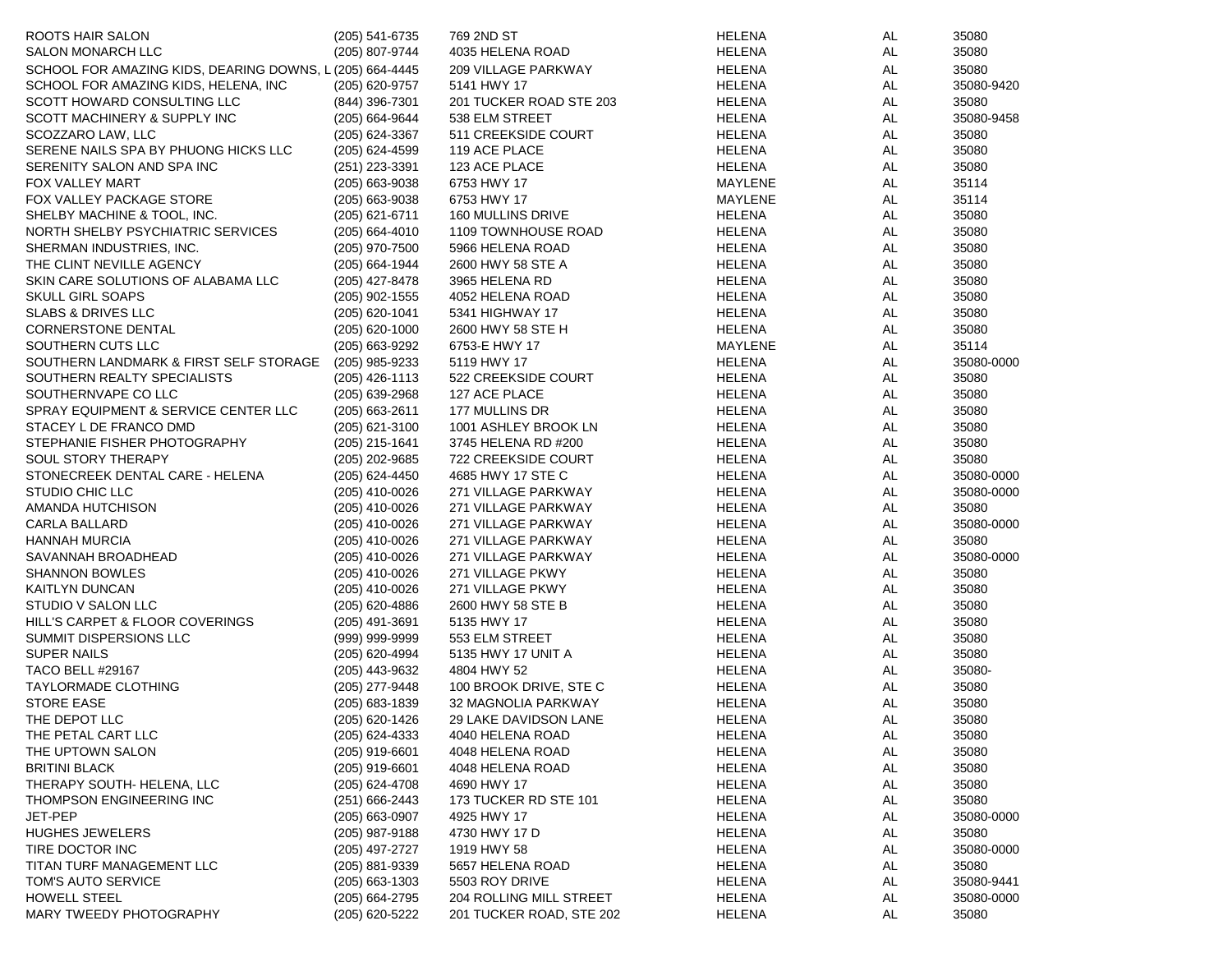| | | | | | |
|---|---|---|---|---|---|
| ROOTS HAIR SALON | (205) 541-6735 | 769 2ND ST | HELENA | AL | 35080 |
| SALON MONARCH LLC | (205) 807-9744 | 4035 HELENA ROAD | HELENA | AL | 35080 |
| SCHOOL FOR AMAZING KIDS, DEARING DOWNS, L | (205) 664-4445 | 209 VILLAGE PARKWAY | HELENA | AL | 35080 |
| SCHOOL FOR AMAZING KIDS, HELENA, INC | (205) 620-9757 | 5141 HWY 17 | HELENA | AL | 35080-9420 |
| SCOTT HOWARD CONSULTING LLC | (844) 396-7301 | 201 TUCKER ROAD STE 203 | HELENA | AL | 35080 |
| SCOTT MACHINERY & SUPPLY INC | (205) 664-9644 | 538 ELM STREET | HELENA | AL | 35080-9458 |
| SCOZZARO LAW, LLC | (205) 624-3367 | 511 CREEKSIDE COURT | HELENA | AL | 35080 |
| SERENE NAILS SPA BY PHUONG HICKS LLC | (205) 624-4599 | 119 ACE PLACE | HELENA | AL | 35080 |
| SERENITY SALON AND SPA INC | (251) 223-3391 | 123 ACE PLACE | HELENA | AL | 35080 |
| FOX VALLEY MART | (205) 663-9038 | 6753 HWY 17 | MAYLENE | AL | 35114 |
| FOX VALLEY PACKAGE STORE | (205) 663-9038 | 6753 HWY 17 | MAYLENE | AL | 35114 |
| SHELBY MACHINE & TOOL, INC. | (205) 621-6711 | 160 MULLINS DRIVE | HELENA | AL | 35080 |
| NORTH SHELBY PSYCHIATRIC SERVICES | (205) 664-4010 | 1109 TOWNHOUSE ROAD | HELENA | AL | 35080 |
| SHERMAN INDUSTRIES, INC. | (205) 970-7500 | 5966 HELENA ROAD | HELENA | AL | 35080 |
| THE CLINT NEVILLE AGENCY | (205) 664-1944 | 2600 HWY 58 STE A | HELENA | AL | 35080 |
| SKIN CARE SOLUTIONS OF ALABAMA LLC | (205) 427-8478 | 3965 HELENA RD | HELENA | AL | 35080 |
| SKULL GIRL SOAPS | (205) 902-1555 | 4052 HELENA ROAD | HELENA | AL | 35080 |
| SLABS & DRIVES LLC | (205) 620-1041 | 5341 HIGHWAY 17 | HELENA | AL | 35080 |
| CORNERSTONE DENTAL | (205) 620-1000 | 2600 HWY 58 STE H | HELENA | AL | 35080 |
| SOUTHERN CUTS LLC | (205) 663-9292 | 6753-E HWY 17 | MAYLENE | AL | 35114 |
| SOUTHERN LANDMARK & FIRST SELF STORAGE | (205) 985-9233 | 5119 HWY 17 | HELENA | AL | 35080-0000 |
| SOUTHERN REALTY SPECIALISTS | (205) 426-1113 | 522 CREEKSIDE COURT | HELENA | AL | 35080 |
| SOUTHERNVAPE CO LLC | (205) 639-2968 | 127 ACE PLACE | HELENA | AL | 35080 |
| SPRAY EQUIPMENT & SERVICE CENTER LLC | (205) 663-2611 | 177 MULLINS DR | HELENA | AL | 35080 |
| STACEY L DE FRANCO DMD | (205) 621-3100 | 1001 ASHLEY BROOK LN | HELENA | AL | 35080 |
| STEPHANIE FISHER PHOTOGRAPHY | (205) 215-1641 | 3745 HELENA RD #200 | HELENA | AL | 35080 |
| SOUL STORY THERAPY | (205) 202-9685 | 722 CREEKSIDE COURT | HELENA | AL | 35080 |
| STONECREEK DENTAL CARE - HELENA | (205) 624-4450 | 4685 HWY 17 STE C | HELENA | AL | 35080-0000 |
| STUDIO CHIC LLC | (205) 410-0026 | 271 VILLAGE PARKWAY | HELENA | AL | 35080-0000 |
| AMANDA HUTCHISON | (205) 410-0026 | 271 VILLAGE PARKWAY | HELENA | AL | 35080 |
| CARLA BALLARD | (205) 410-0026 | 271 VILLAGE PARKWAY | HELENA | AL | 35080-0000 |
| HANNAH MURCIA | (205) 410-0026 | 271 VILLAGE PARKWAY | HELENA | AL | 35080 |
| SAVANNAH BROADHEAD | (205) 410-0026 | 271 VILLAGE PARKWAY | HELENA | AL | 35080-0000 |
| SHANNON BOWLES | (205) 410-0026 | 271 VILLAGE PKWY | HELENA | AL | 35080 |
| KAITLYN DUNCAN | (205) 410-0026 | 271 VILLAGE PKWY | HELENA | AL | 35080 |
| STUDIO V SALON LLC | (205) 620-4886 | 2600 HWY 58 STE B | HELENA | AL | 35080 |
| HILL'S CARPET & FLOOR COVERINGS | (205) 491-3691 | 5135 HWY 17 | HELENA | AL | 35080 |
| SUMMIT DISPERSIONS LLC | (999) 999-9999 | 553 ELM STREET | HELENA | AL | 35080 |
| SUPER NAILS | (205) 620-4994 | 5135 HWY 17 UNIT A | HELENA | AL | 35080 |
| TACO BELL #29167 | (205) 443-9632 | 4804 HWY 52 | HELENA | AL | 35080- |
| TAYLORMADE CLOTHING | (205) 277-9448 | 100 BROOK DRIVE, STE C | HELENA | AL | 35080 |
| STORE EASE | (205) 683-1839 | 32 MAGNOLIA PARKWAY | HELENA | AL | 35080 |
| THE DEPOT LLC | (205) 620-1426 | 29 LAKE DAVIDSON LANE | HELENA | AL | 35080 |
| THE PETAL CART LLC | (205) 624-4333 | 4040 HELENA ROAD | HELENA | AL | 35080 |
| THE UPTOWN SALON | (205) 919-6601 | 4048 HELENA ROAD | HELENA | AL | 35080 |
| BRITINI BLACK | (205) 919-6601 | 4048 HELENA ROAD | HELENA | AL | 35080 |
| THERAPY SOUTH- HELENA, LLC | (205) 624-4708 | 4690 HWY 17 | HELENA | AL | 35080 |
| THOMPSON ENGINEERING INC | (251) 666-2443 | 173 TUCKER RD STE 101 | HELENA | AL | 35080 |
| JET-PEP | (205) 663-0907 | 4925 HWY 17 | HELENA | AL | 35080-0000 |
| HUGHES JEWELERS | (205) 987-9188 | 4730 HWY 17 D | HELENA | AL | 35080 |
| TIRE DOCTOR INC | (205) 497-2727 | 1919 HWY 58 | HELENA | AL | 35080-0000 |
| TITAN TURF MANAGEMENT LLC | (205) 881-9339 | 5657 HELENA ROAD | HELENA | AL | 35080 |
| TOM'S AUTO SERVICE | (205) 663-1303 | 5503 ROY DRIVE | HELENA | AL | 35080-9441 |
| HOWELL STEEL | (205) 664-2795 | 204 ROLLING MILL STREET | HELENA | AL | 35080-0000 |
| MARY TWEEDY PHOTOGRAPHY | (205) 620-5222 | 201 TUCKER ROAD, STE 202 | HELENA | AL | 35080 |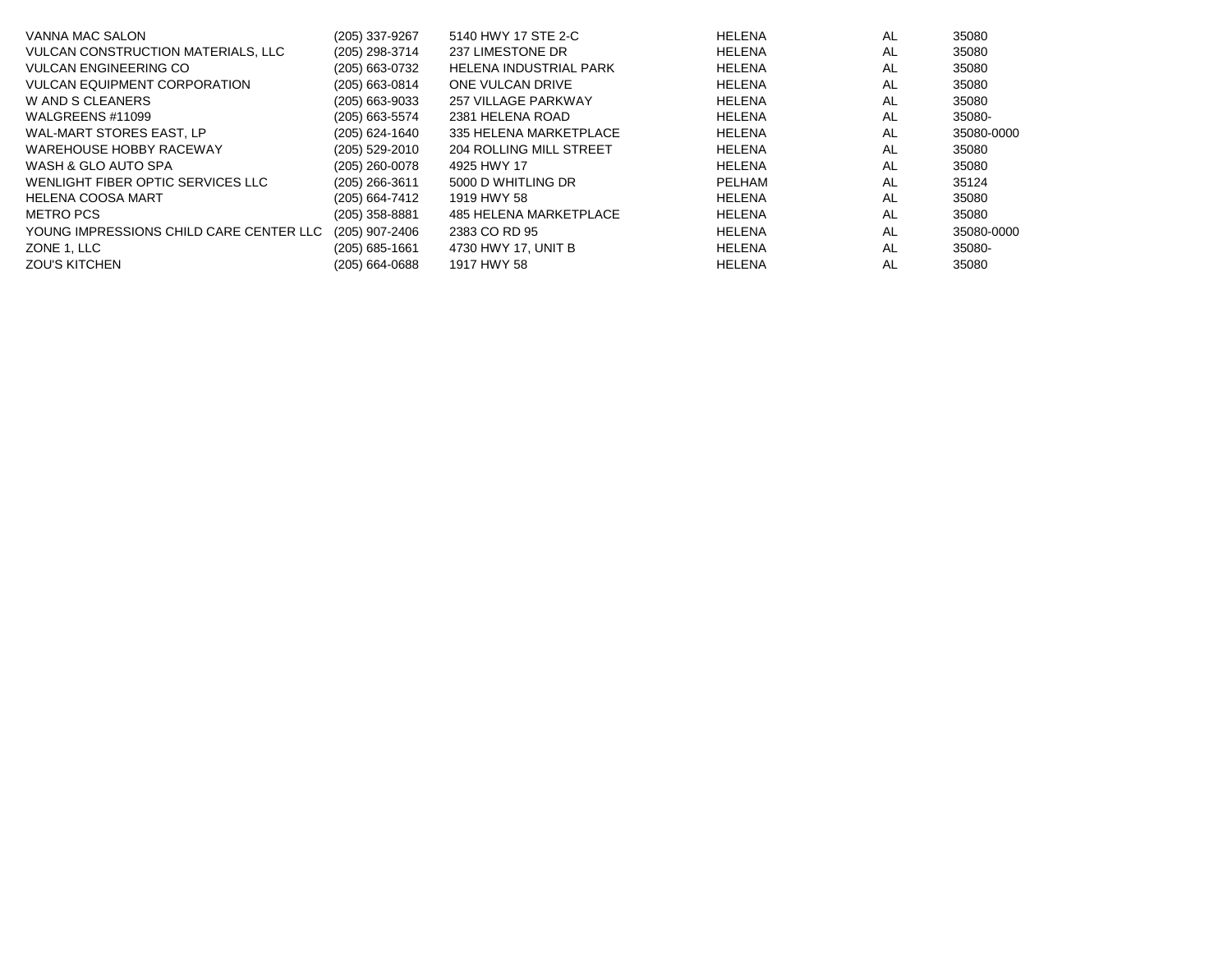| | | | | | |
|---|---|---|---|---|---|
| VANNA MAC SALON | (205) 337-9267 | 5140 HWY 17 STE 2-C | HELENA | AL | 35080 |
| VULCAN CONSTRUCTION MATERIALS, LLC | (205) 298-3714 | 237 LIMESTONE DR | HELENA | AL | 35080 |
| VULCAN ENGINEERING CO | (205) 663-0732 | HELENA INDUSTRIAL PARK | HELENA | AL | 35080 |
| VULCAN EQUIPMENT CORPORATION | (205) 663-0814 | ONE VULCAN DRIVE | HELENA | AL | 35080 |
| W AND S CLEANERS | (205) 663-9033 | 257 VILLAGE PARKWAY | HELENA | AL | 35080 |
| WALGREENS #11099 | (205) 663-5574 | 2381 HELENA ROAD | HELENA | AL | 35080- |
| WAL-MART STORES EAST, LP | (205) 624-1640 | 335 HELENA MARKETPLACE | HELENA | AL | 35080-0000 |
| WAREHOUSE HOBBY RACEWAY | (205) 529-2010 | 204 ROLLING MILL STREET | HELENA | AL | 35080 |
| WASH & GLO AUTO SPA | (205) 260-0078 | 4925 HWY 17 | HELENA | AL | 35080 |
| WENLIGHT FIBER OPTIC SERVICES LLC | (205) 266-3611 | 5000 D WHITLING DR | PELHAM | AL | 35124 |
| HELENA COOSA MART | (205) 664-7412 | 1919 HWY 58 | HELENA | AL | 35080 |
| METRO PCS | (205) 358-8881 | 485 HELENA MARKETPLACE | HELENA | AL | 35080 |
| YOUNG IMPRESSIONS CHILD CARE CENTER LLC | (205) 907-2406 | 2383 CO RD 95 | HELENA | AL | 35080-0000 |
| ZONE 1, LLC | (205) 685-1661 | 4730 HWY 17, UNIT B | HELENA | AL | 35080- |
| ZOU'S KITCHEN | (205) 664-0688 | 1917 HWY 58 | HELENA | AL | 35080 |